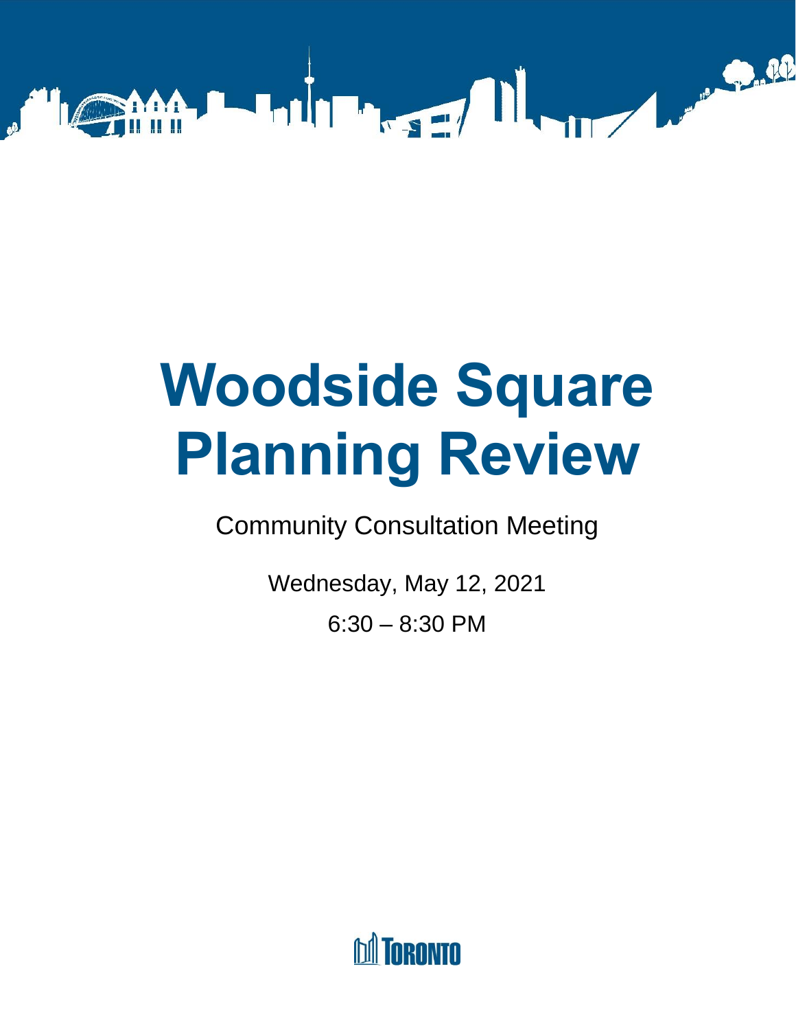# Woodside Square Planning Review

Community Consultation Meeting

Wednesday, May 12, 2021

6:30 – 8:30 PM

TORONTO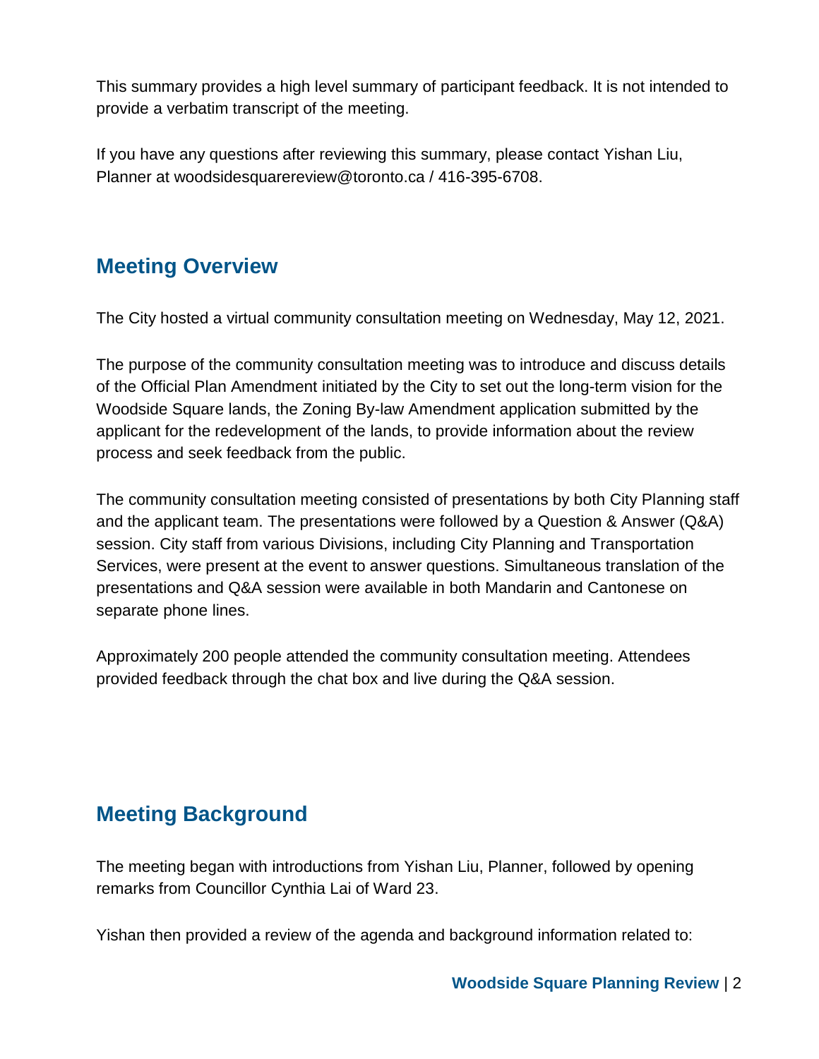This summary provides a high level summary of participant feedback. It is not intended to provide a verbatim transcript of the meeting.

If you have any questions after reviewing this summary, please contact Yishan Liu, Planner at woodsidesquarereview@toronto.ca / 416-395-6708.

## Meeting Overview

The City hosted a virtual community consultation meeting on Wednesday, May 12, 2021.

The purpose of the community consultation meeting was to introduce and discuss details of the Official Plan Amendment initiated by the City to set out the long-term vision for the Woodside Square lands, the Zoning By-law Amendment application submitted by the applicant for the redevelopment of the lands, to provide information about the review process and seek feedback from the public.

The community consultation meeting consisted of presentations by both City Planning staff and the applicant team. The presentations were followed by a Question & Answer (Q&A) session. City staff from various Divisions, including City Planning and Transportation Services, were present at the event to answer questions. Simultaneous translation of the presentations and Q&A session were available in both Mandarin and Cantonese on separate phone lines.

Approximately 200 people attended the community consultation meeting. Attendees provided feedback through the chat box and live during the Q&A session.

## Meeting Background

The meeting began with introductions from Yishan Liu, Planner, followed by opening remarks from Councillor Cynthia Lai of Ward 23.

Yishan then provided a review of the agenda and background information related to: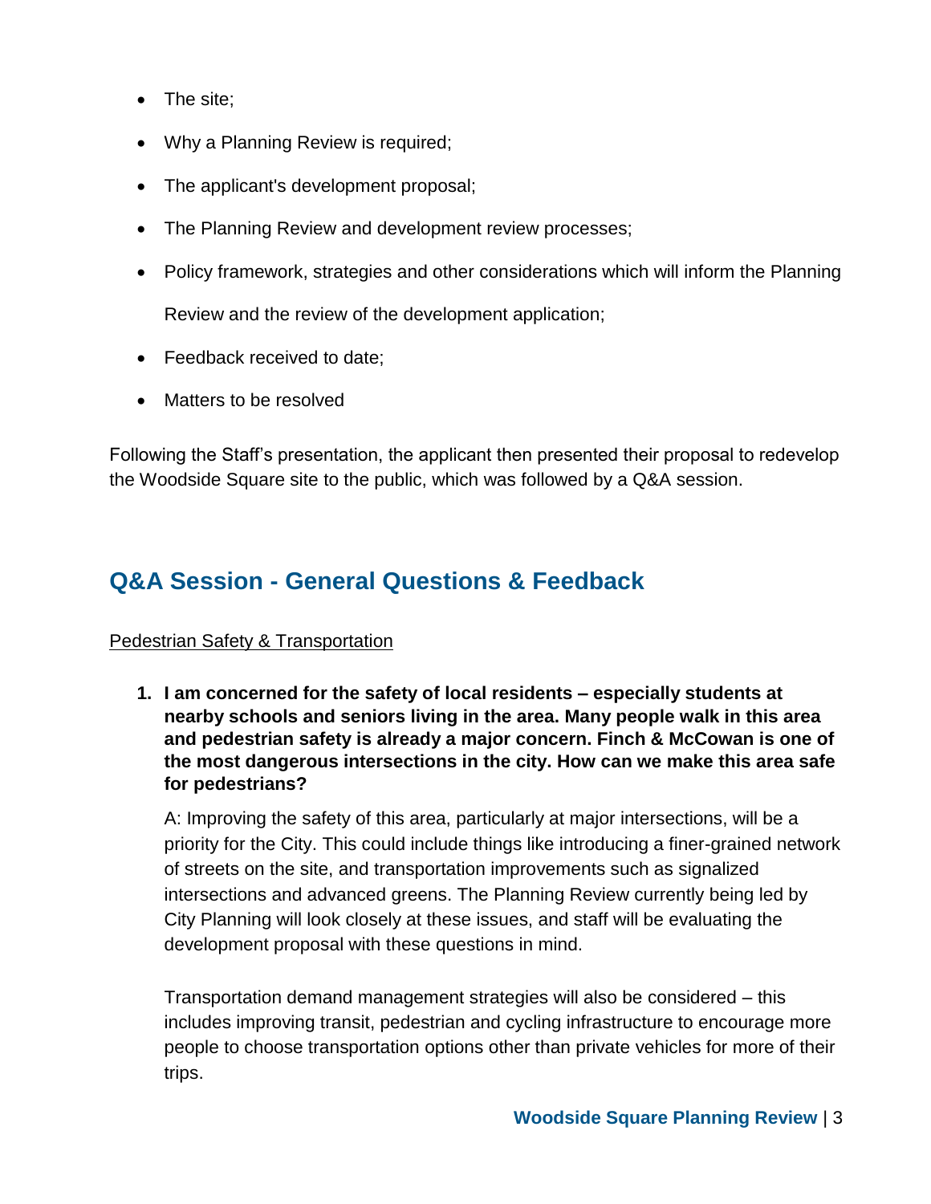- The site;
- Why a Planning Review is required;
- The applicant's development proposal;
- The Planning Review and development review processes;
- Policy framework, strategies and other considerations which will inform the Planning Review and the review of the development application;
- Feedback received to date;
- Matters to be resolved

Following the Staff's presentation, the applicant then presented their proposal to redevelop the Woodside Square site to the public, which was followed by a Q&A session.

## Q&A Session - General Questions & Feedback

<u>Pedestrian Safety & Transportation</u>

1. **I am concerned for the safety of local residents – especially students at nearby schools and seniors living in the area. Many people walk in this area and pedestrian safety is already a major concern. Finch & McCowan is one of the most dangerous intersections in the city. How can we make this area safe for pedestrians?**

   A: Improving the safety of this area, particularly at major intersections, will be a priority for the City. This could include things like introducing a finer-grained network of streets on the site, and transportation improvements such as signalized intersections and advanced greens. The Planning Review currently being led by City Planning will look closely at these issues, and staff will be evaluating the development proposal with these questions in mind.

   Transportation demand management strategies will also be considered – this includes improving transit, pedestrian and cycling infrastructure to encourage more people to choose transportation options other than private vehicles for more of their trips.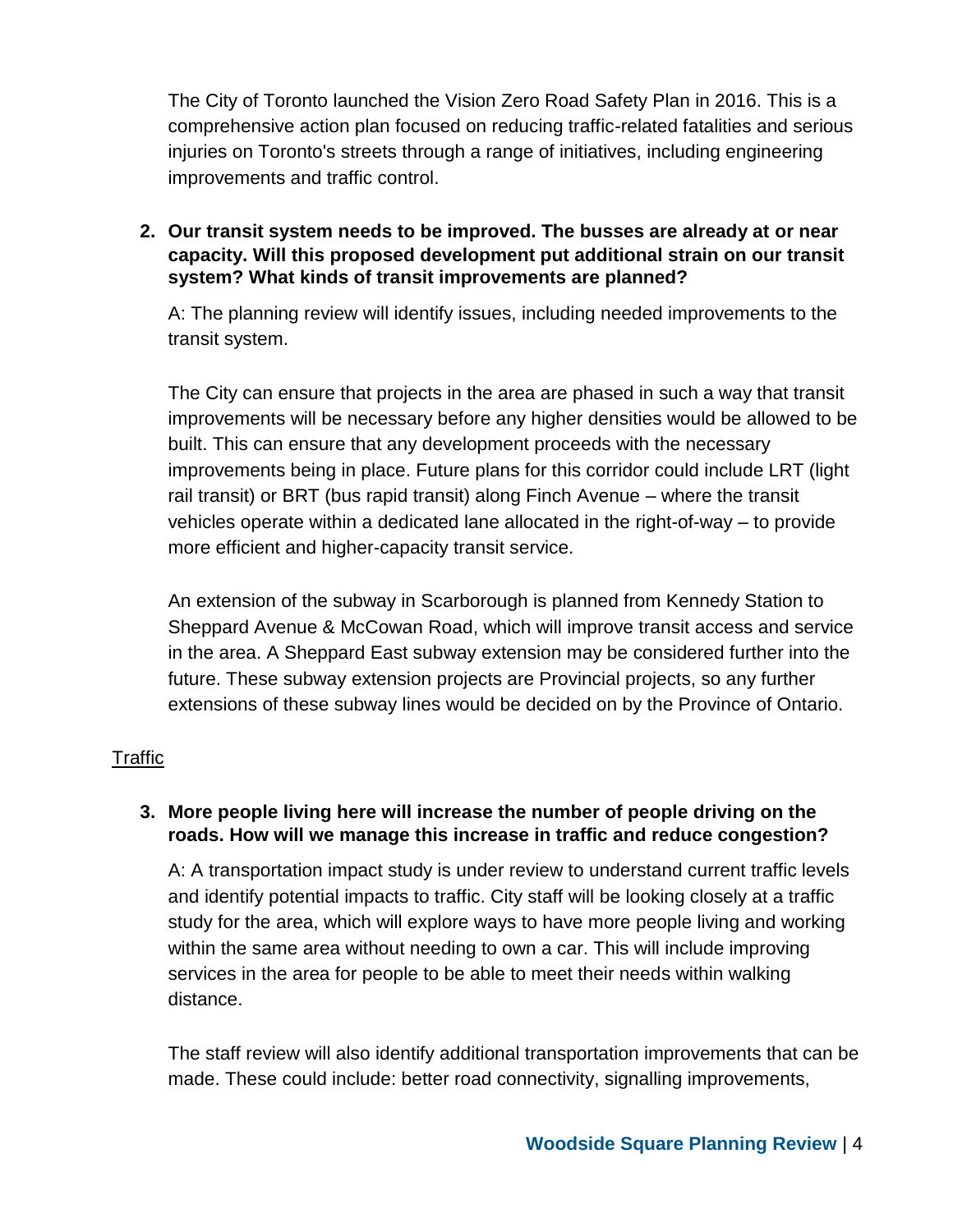The City of Toronto launched the Vision Zero Road Safety Plan in 2016. This is a comprehensive action plan focused on reducing traffic-related fatalities and serious injuries on Toronto's streets through a range of initiatives, including engineering improvements and traffic control.

2. **Our transit system needs to be improved. The busses are already at or near capacity. Will this proposed development put additional strain on our transit system? What kinds of transit improvements are planned?**

   A: The planning review will identify issues, including needed improvements to the transit system.

   The City can ensure that projects in the area are phased in such a way that transit improvements will be necessary before any higher densities would be allowed to be built. This can ensure that any development proceeds with the necessary improvements being in place. Future plans for this corridor could include LRT (light rail transit) or BRT (bus rapid transit) along Finch Avenue – where the transit vehicles operate within a dedicated lane allocated in the right-of-way – to provide more efficient and higher-capacity transit service.

   An extension of the subway in Scarborough is planned from Kennedy Station to Sheppard Avenue & McCowan Road, which will improve transit access and service in the area. A Sheppard East subway extension may be considered further into the future. These subway extension projects are Provincial projects, so any further extensions of these subway lines would be decided on by the Province of Ontario.

<u>Traffic</u>

3. **More people living here will increase the number of people driving on the roads. How will we manage this increase in traffic and reduce congestion?**

   A: A transportation impact study is under review to understand current traffic levels and identify potential impacts to traffic. City staff will be looking closely at a traffic study for the area, which will explore ways to have more people living and working within the same area without needing to own a car. This will include improving services in the area for people to be able to meet their needs within walking distance.

   The staff review will also identify additional transportation improvements that can be made. These could include: better road connectivity, signalling improvements,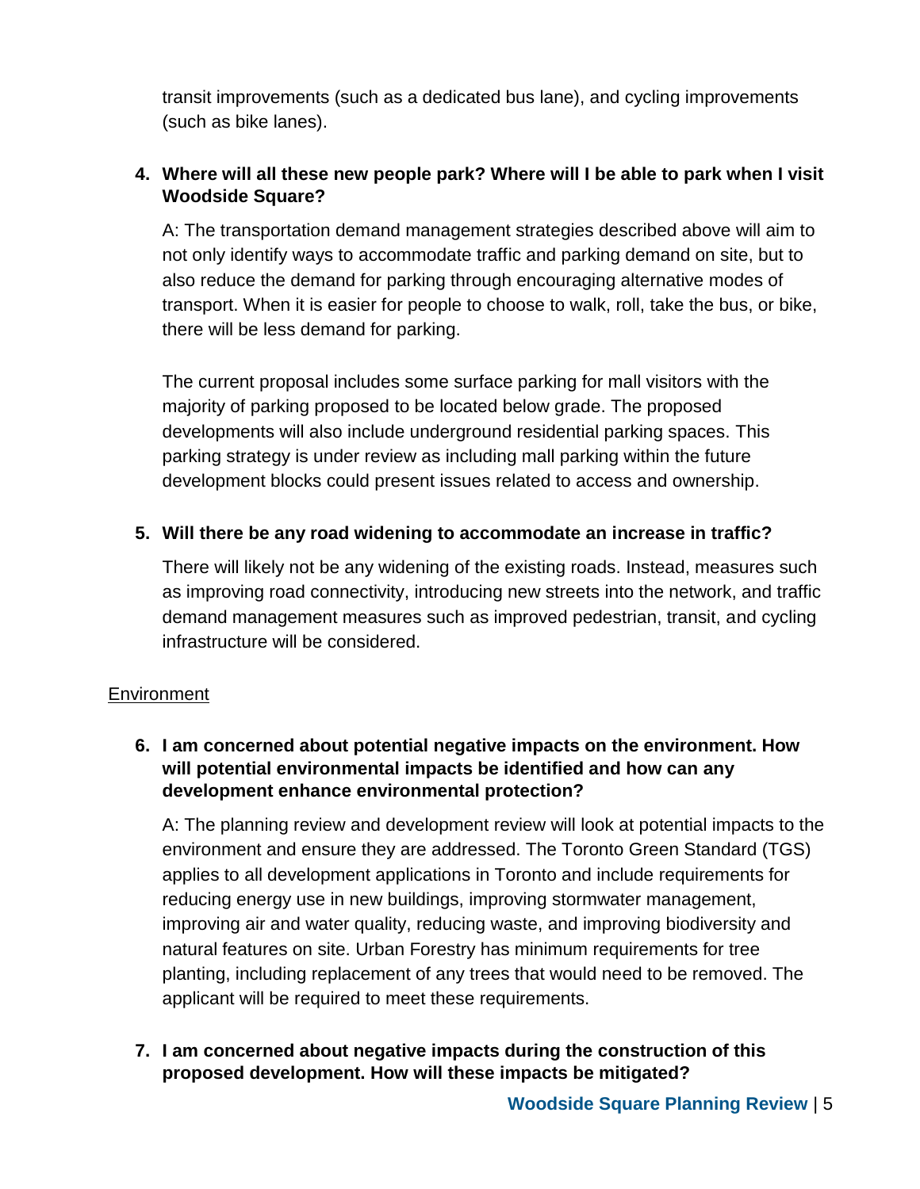transit improvements (such as a dedicated bus lane), and cycling improvements (such as bike lanes).

**4. Where will all these new people park? Where will I be able to park when I visit Woodside Square?**

A: The transportation demand management strategies described above will aim to not only identify ways to accommodate traffic and parking demand on site, but to also reduce the demand for parking through encouraging alternative modes of transport. When it is easier for people to choose to walk, roll, take the bus, or bike, there will be less demand for parking.

The current proposal includes some surface parking for mall visitors with the majority of parking proposed to be located below grade. The proposed developments will also include underground residential parking spaces. This parking strategy is under review as including mall parking within the future development blocks could present issues related to access and ownership.

**5. Will there be any road widening to accommodate an increase in traffic?**

There will likely not be any widening of the existing roads. Instead, measures such as improving road connectivity, introducing new streets into the network, and traffic demand management measures such as improved pedestrian, transit, and cycling infrastructure will be considered.

<u>Environment</u>

**6. I am concerned about potential negative impacts on the environment. How will potential environmental impacts be identified and how can any development enhance environmental protection?**

A: The planning review and development review will look at potential impacts to the environment and ensure they are addressed. The Toronto Green Standard (TGS) applies to all development applications in Toronto and include requirements for reducing energy use in new buildings, improving stormwater management, improving air and water quality, reducing waste, and improving biodiversity and natural features on site. Urban Forestry has minimum requirements for tree planting, including replacement of any trees that would need to be removed. The applicant will be required to meet these requirements.

**7. I am concerned about negative impacts during the construction of this proposed development. How will these impacts be mitigated?**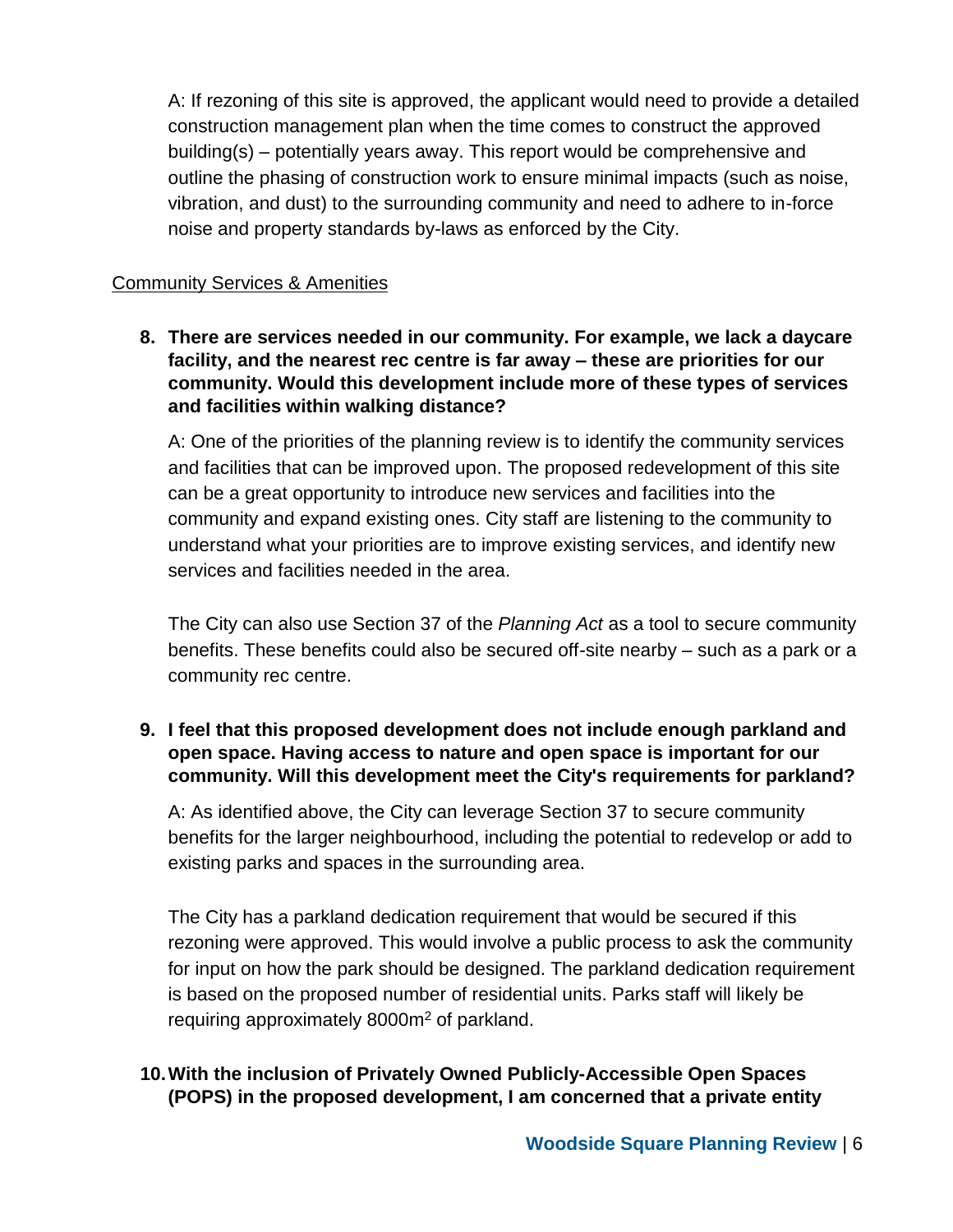A: If rezoning of this site is approved, the applicant would need to provide a detailed construction management plan when the time comes to construct the approved building(s) – potentially years away. This report would be comprehensive and outline the phasing of construction work to ensure minimal impacts (such as noise, vibration, and dust) to the surrounding community and need to adhere to in-force noise and property standards by-laws as enforced by the City.

Community Services & Amenities

**8. There are services needed in our community. For example, we lack a daycare facility, and the nearest rec centre is far away – these are priorities for our community. Would this development include more of these types of services and facilities within walking distance?**

A: One of the priorities of the planning review is to identify the community services and facilities that can be improved upon. The proposed redevelopment of this site can be a great opportunity to introduce new services and facilities into the community and expand existing ones. City staff are listening to the community to understand what your priorities are to improve existing services, and identify new services and facilities needed in the area.

The City can also use Section 37 of the *Planning Act* as a tool to secure community benefits. These benefits could also be secured off-site nearby – such as a park or a community rec centre.

**9. I feel that this proposed development does not include enough parkland and open space. Having access to nature and open space is important for our community. Will this development meet the City's requirements for parkland?**

A: As identified above, the City can leverage Section 37 to secure community benefits for the larger neighbourhood, including the potential to redevelop or add to existing parks and spaces in the surrounding area.

The City has a parkland dedication requirement that would be secured if this rezoning were approved. This would involve a public process to ask the community for input on how the park should be designed. The parkland dedication requirement is based on the proposed number of residential units. Parks staff will likely be requiring approximately 8000m$^2$ of parkland.

**10. With the inclusion of Privately Owned Publicly-Accessible Open Spaces (POPS) in the proposed development, I am concerned that a private entity**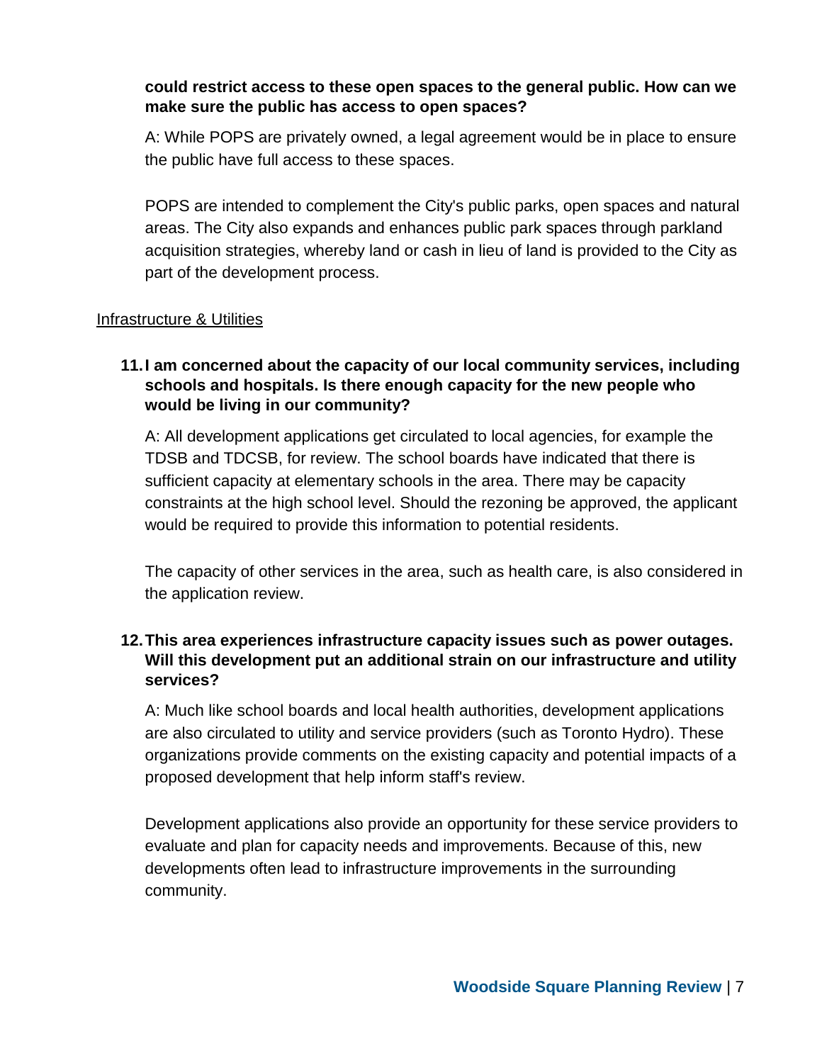**could restrict access to these open spaces to the general public. How can we make sure the public has access to open spaces?**

A: While POPS are privately owned, a legal agreement would be in place to ensure the public have full access to these spaces.

POPS are intended to complement the City's public parks, open spaces and natural areas. The City also expands and enhances public park spaces through parkland acquisition strategies, whereby land or cash in lieu of land is provided to the City as part of the development process.

## Infrastructure & Utilities

**11. I am concerned about the capacity of our local community services, including schools and hospitals. Is there enough capacity for the new people who would be living in our community?**

A: All development applications get circulated to local agencies, for example the TDSB and TDCSB, for review. The school boards have indicated that there is sufficient capacity at elementary schools in the area. There may be capacity constraints at the high school level. Should the rezoning be approved, the applicant would be required to provide this information to potential residents.

The capacity of other services in the area, such as health care, is also considered in the application review.

**12. This area experiences infrastructure capacity issues such as power outages. Will this development put an additional strain on our infrastructure and utility services?**

A: Much like school boards and local health authorities, development applications are also circulated to utility and service providers (such as Toronto Hydro). These organizations provide comments on the existing capacity and potential impacts of a proposed development that help inform staff's review.

Development applications also provide an opportunity for these service providers to evaluate and plan for capacity needs and improvements. Because of this, new developments often lead to infrastructure improvements in the surrounding community.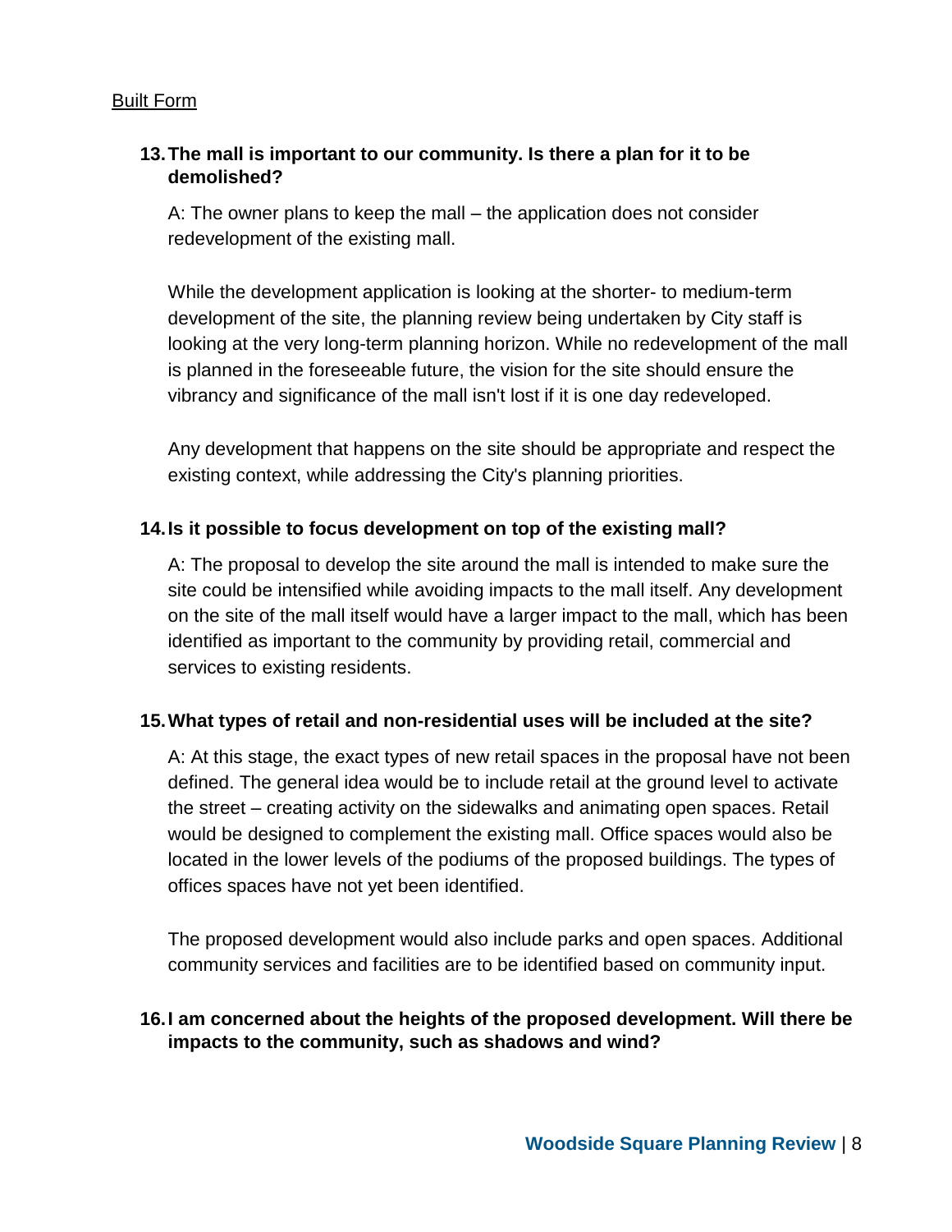Built Form

**13. The mall is important to our community. Is there a plan for it to be demolished?**

A: The owner plans to keep the mall – the application does not consider redevelopment of the existing mall.

While the development application is looking at the shorter- to medium-term development of the site, the planning review being undertaken by City staff is looking at the very long-term planning horizon. While no redevelopment of the mall is planned in the foreseeable future, the vision for the site should ensure the vibrancy and significance of the mall isn't lost if it is one day redeveloped.

Any development that happens on the site should be appropriate and respect the existing context, while addressing the City's planning priorities.

**14. Is it possible to focus development on top of the existing mall?**

A: The proposal to develop the site around the mall is intended to make sure the site could be intensified while avoiding impacts to the mall itself. Any development on the site of the mall itself would have a larger impact to the mall, which has been identified as important to the community by providing retail, commercial and services to existing residents.

**15. What types of retail and non-residential uses will be included at the site?**

A: At this stage, the exact types of new retail spaces in the proposal have not been defined. The general idea would be to include retail at the ground level to activate the street – creating activity on the sidewalks and animating open spaces. Retail would be designed to complement the existing mall. Office spaces would also be located in the lower levels of the podiums of the proposed buildings. The types of offices spaces have not yet been identified.

The proposed development would also include parks and open spaces. Additional community services and facilities are to be identified based on community input.

**16. I am concerned about the heights of the proposed development. Will there be impacts to the community, such as shadows and wind?**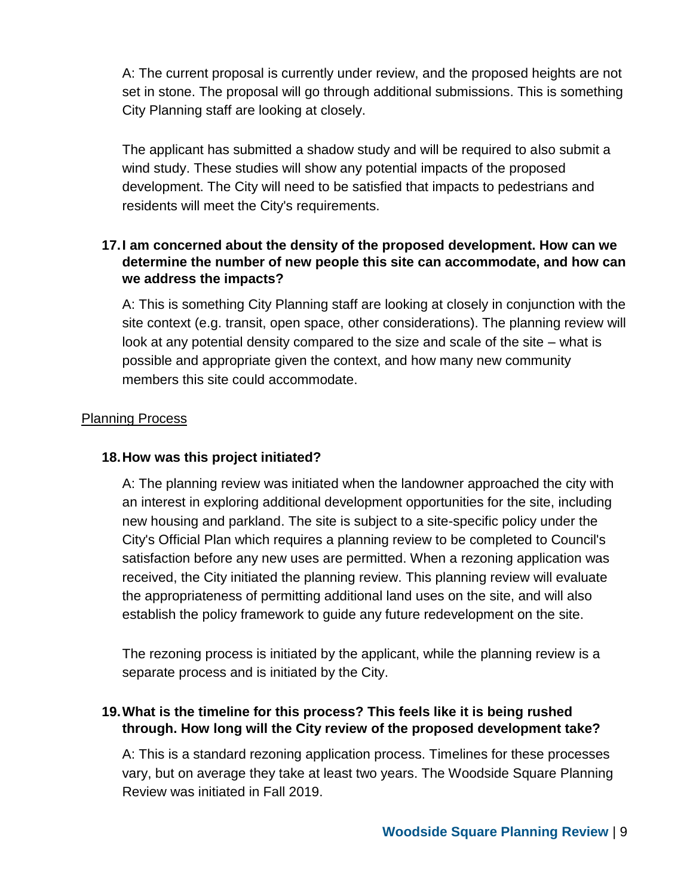A: The current proposal is currently under review, and the proposed heights are not set in stone. The proposal will go through additional submissions. This is something City Planning staff are looking at closely.

The applicant has submitted a shadow study and will be required to also submit a wind study. These studies will show any potential impacts of the proposed development. The City will need to be satisfied that impacts to pedestrians and residents will meet the City's requirements.

**17. I am concerned about the density of the proposed development. How can we determine the number of new people this site can accommodate, and how can we address the impacts?**

A: This is something City Planning staff are looking at closely in conjunction with the site context (e.g. transit, open space, other considerations). The planning review will look at any potential density compared to the size and scale of the site – what is possible and appropriate given the context, and how many new community members this site could accommodate.

## Planning Process

**18. How was this project initiated?**

A: The planning review was initiated when the landowner approached the city with an interest in exploring additional development opportunities for the site, including new housing and parkland. The site is subject to a site-specific policy under the City's Official Plan which requires a planning review to be completed to Council's satisfaction before any new uses are permitted. When a rezoning application was received, the City initiated the planning review. This planning review will evaluate the appropriateness of permitting additional land uses on the site, and will also establish the policy framework to guide any future redevelopment on the site.

The rezoning process is initiated by the applicant, while the planning review is a separate process and is initiated by the City.

**19. What is the timeline for this process? This feels like it is being rushed through. How long will the City review of the proposed development take?**

A: This is a standard rezoning application process. Timelines for these processes vary, but on average they take at least two years. The Woodside Square Planning Review was initiated in Fall 2019.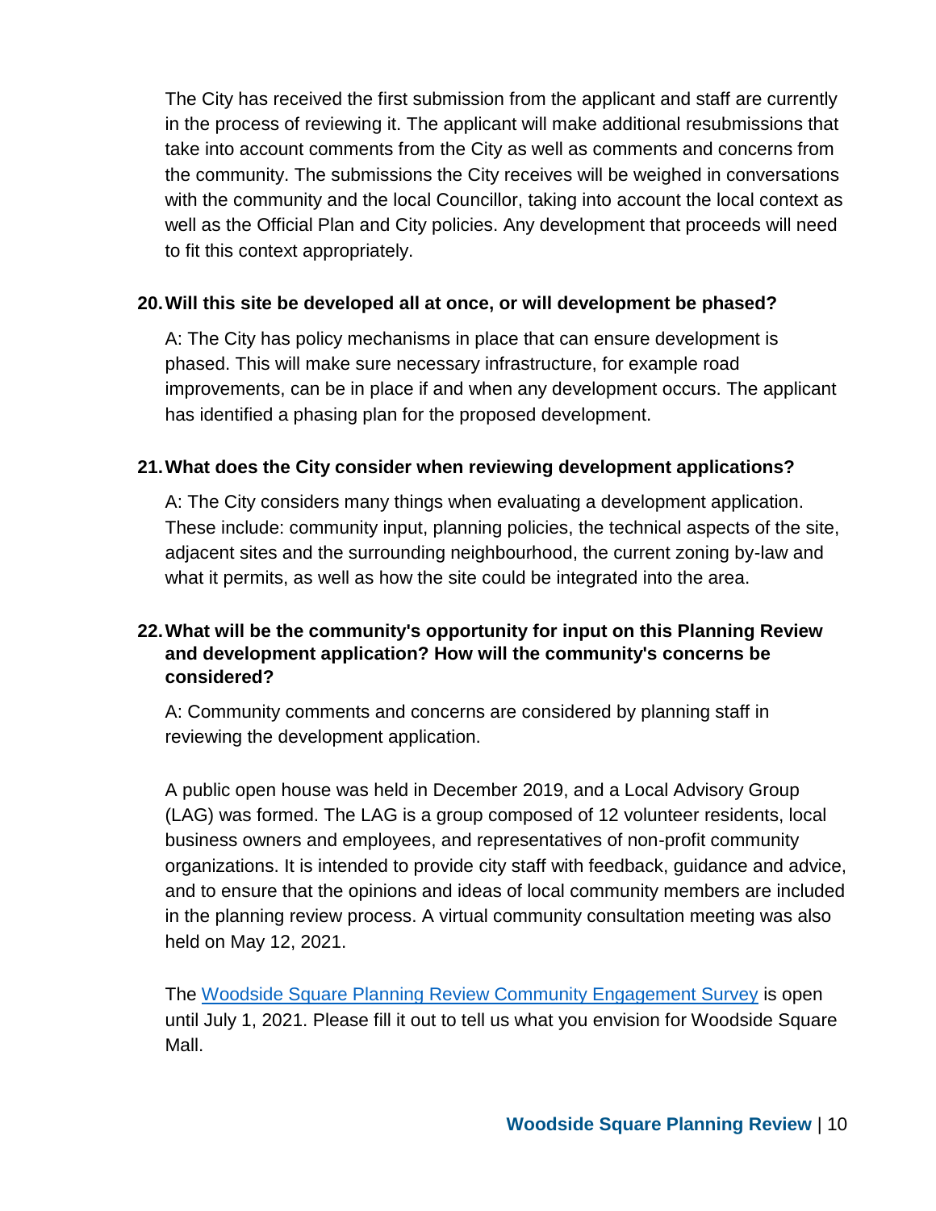The City has received the first submission from the applicant and staff are currently in the process of reviewing it. The applicant will make additional resubmissions that take into account comments from the City as well as comments and concerns from the community. The submissions the City receives will be weighed in conversations with the community and the local Councillor, taking into account the local context as well as the Official Plan and City policies. Any development that proceeds will need to fit this context appropriately.

**20. Will this site be developed all at once, or will development be phased?**

A: The City has policy mechanisms in place that can ensure development is phased. This will make sure necessary infrastructure, for example road improvements, can be in place if and when any development occurs. The applicant has identified a phasing plan for the proposed development.

**21. What does the City consider when reviewing development applications?**

A: The City considers many things when evaluating a development application. These include: community input, planning policies, the technical aspects of the site, adjacent sites and the surrounding neighbourhood, the current zoning by-law and what it permits, as well as how the site could be integrated into the area.

**22. What will be the community's opportunity for input on this Planning Review and development application? How will the community's concerns be considered?**

A: Community comments and concerns are considered by planning staff in reviewing the development application.

A public open house was held in December 2019, and a Local Advisory Group (LAG) was formed. The LAG is a group composed of 12 volunteer residents, local business owners and employees, and representatives of non-profit community organizations. It is intended to provide city staff with feedback, guidance and advice, and to ensure that the opinions and ideas of local community members are included in the planning review process. A virtual community consultation meeting was also held on May 12, 2021.

The Woodside Square Planning Review Community Engagement Survey is open until July 1, 2021. Please fill it out to tell us what you envision for Woodside Square Mall.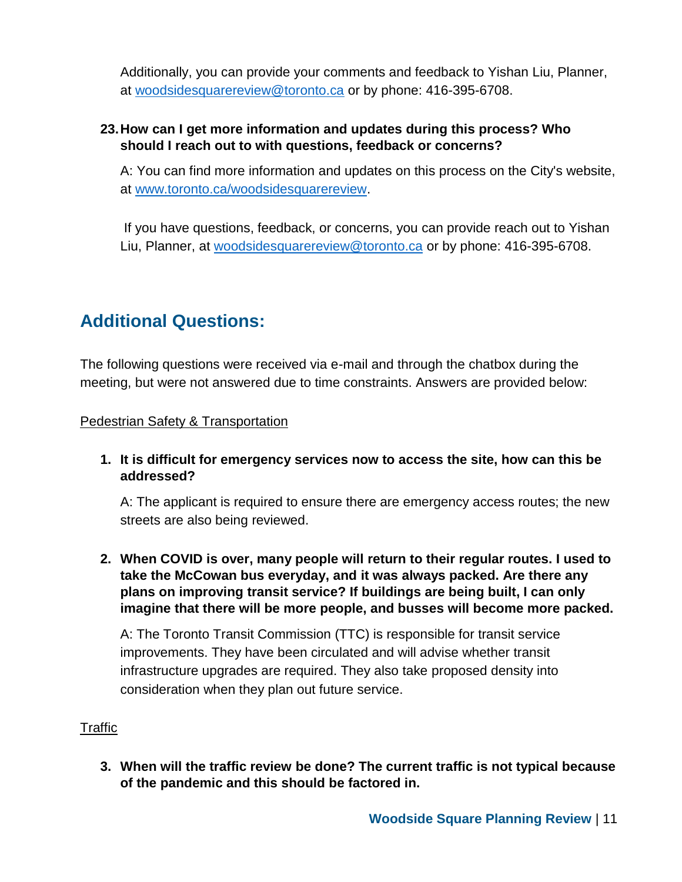Additionally, you can provide your comments and feedback to Yishan Liu, Planner, at woodsidesquarereview@toronto.ca or by phone: 416-395-6708.

**23. How can I get more information and updates during this process? Who should I reach out to with questions, feedback or concerns?**

A: You can find more information and updates on this process on the City's website, at www.toronto.ca/woodsidesquarereview.

If you have questions, feedback, or concerns, you can provide reach out to Yishan Liu, Planner, at woodsidesquarereview@toronto.ca or by phone: 416-395-6708.

## Additional Questions:

The following questions were received via e-mail and through the chatbox during the meeting, but were not answered due to time constraints. Answers are provided below:

Pedestrian Safety & Transportation

1. **It is difficult for emergency services now to access the site, how can this be addressed?**

   A: The applicant is required to ensure there are emergency access routes; the new streets are also being reviewed.

2. **When COVID is over, many people will return to their regular routes. I used to take the McCowan bus everyday, and it was always packed. Are there any plans on improving transit service? If buildings are being built, I can only imagine that there will be more people, and busses will become more packed.**

   A: The Toronto Transit Commission (TTC) is responsible for transit service improvements. They have been circulated and will advise whether transit infrastructure upgrades are required. They also take proposed density into consideration when they plan out future service.

Traffic

3. **When will the traffic review be done? The current traffic is not typical because of the pandemic and this should be factored in.**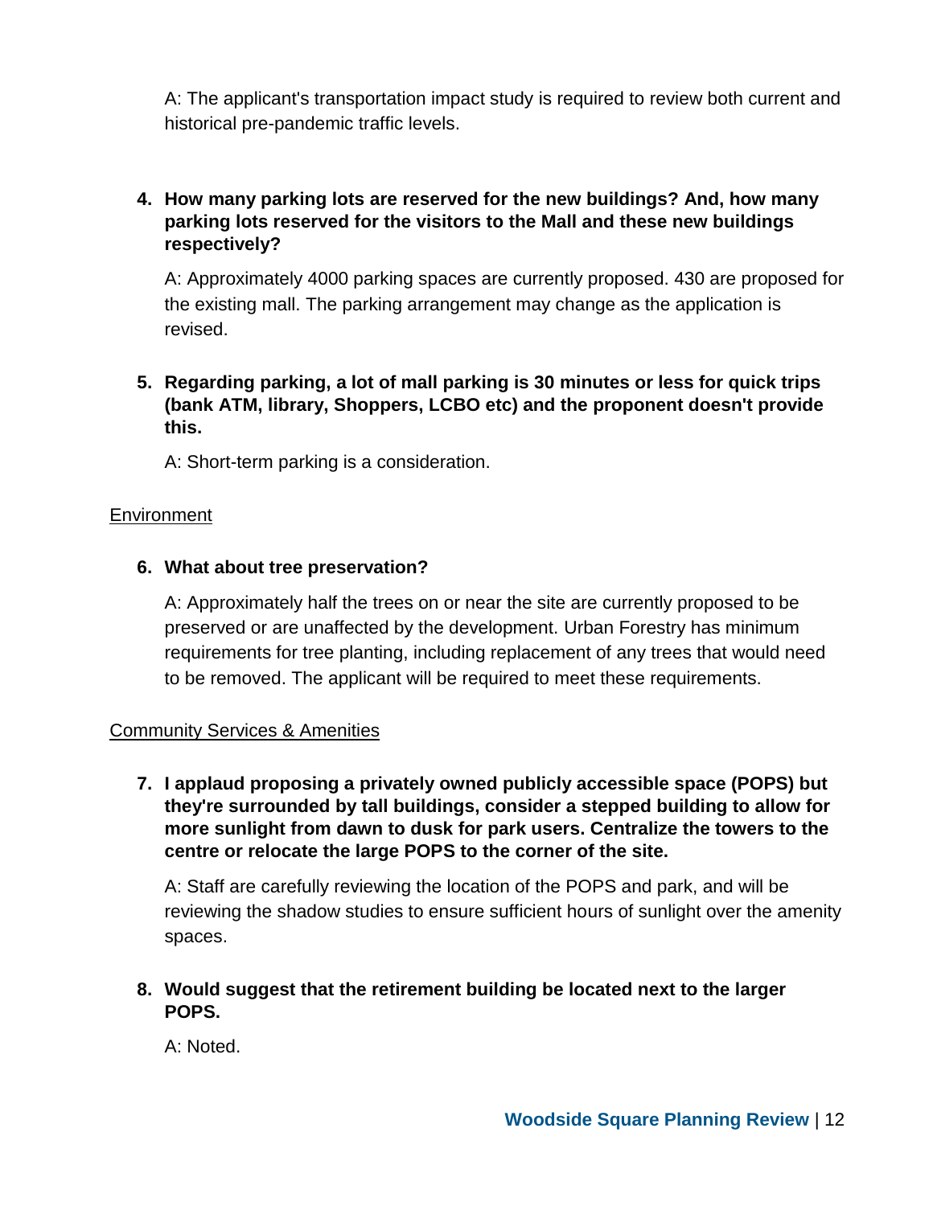A: The applicant's transportation impact study is required to review both current and historical pre-pandemic traffic levels.

4. **How many parking lots are reserved for the new buildings? And, how many parking lots reserved for the visitors to the Mall and these new buildings respectively?**

   A: Approximately 4000 parking spaces are currently proposed. 430 are proposed for the existing mall. The parking arrangement may change as the application is revised.

5. **Regarding parking, a lot of mall parking is 30 minutes or less for quick trips (bank ATM, library, Shoppers, LCBO etc) and the proponent doesn't provide this.**

   A: Short-term parking is a consideration.

<u>Environment</u>

6. **What about tree preservation?**

   A: Approximately half the trees on or near the site are currently proposed to be preserved or are unaffected by the development. Urban Forestry has minimum requirements for tree planting, including replacement of any trees that would need to be removed. The applicant will be required to meet these requirements.

<u>Community Services & Amenities</u>

7. **I applaud proposing a privately owned publicly accessible space (POPS) but they're surrounded by tall buildings, consider a stepped building to allow for more sunlight from dawn to dusk for park users. Centralize the towers to the centre or relocate the large POPS to the corner of the site.**

   A: Staff are carefully reviewing the location of the POPS and park, and will be reviewing the shadow studies to ensure sufficient hours of sunlight over the amenity spaces.

8. **Would suggest that the retirement building be located next to the larger POPS.**

   A: Noted.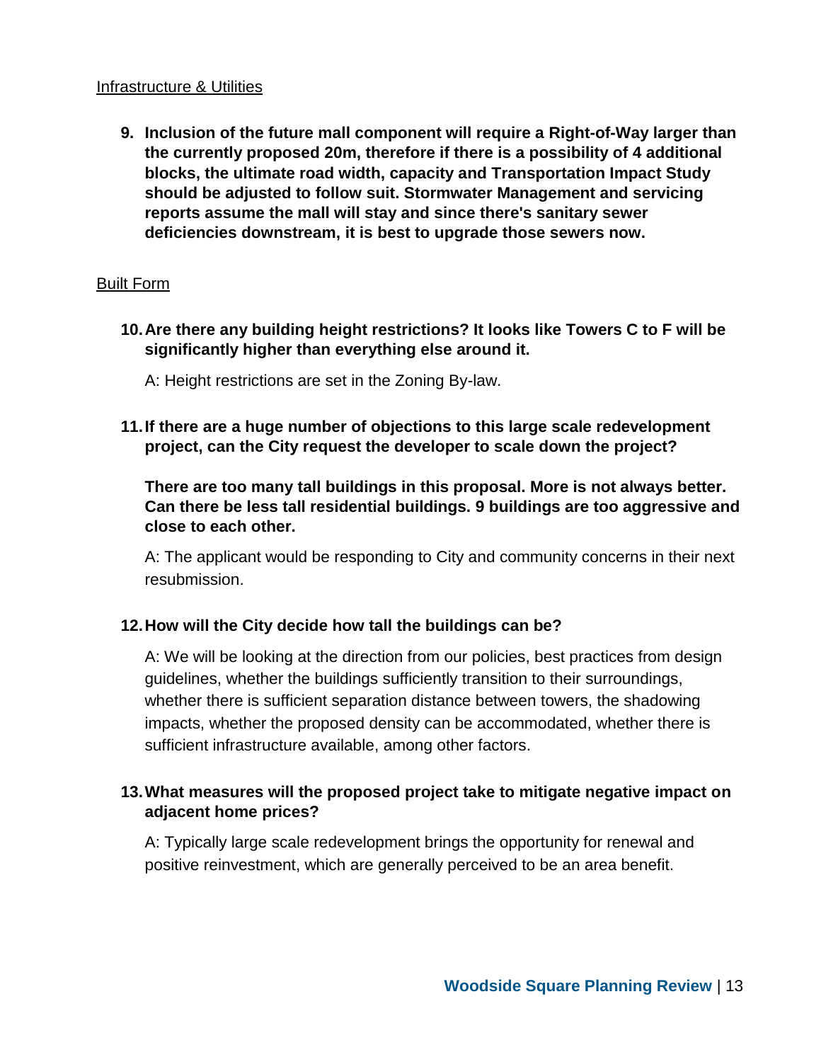Infrastructure & Utilities

9. **Inclusion of the future mall component will require a Right-of-Way larger than the currently proposed 20m, therefore if there is a possibility of 4 additional blocks, the ultimate road width, capacity and Transportation Impact Study should be adjusted to follow suit. Stormwater Management and servicing reports assume the mall will stay and since there's sanitary sewer deficiencies downstream, it is best to upgrade those sewers now.**

Built Form

10. **Are there any building height restrictions? It looks like Towers C to F will be significantly higher than everything else around it.**

    A: Height restrictions are set in the Zoning By-law.

11. **If there are a huge number of objections to this large scale redevelopment project, can the City request the developer to scale down the project?**

    **There are too many tall buildings in this proposal. More is not always better. Can there be less tall residential buildings. 9 buildings are too aggressive and close to each other.**

    A: The applicant would be responding to City and community concerns in their next resubmission.

12. **How will the City decide how tall the buildings can be?**

    A: We will be looking at the direction from our policies, best practices from design guidelines, whether the buildings sufficiently transition to their surroundings, whether there is sufficient separation distance between towers, the shadowing impacts, whether the proposed density can be accommodated, whether there is sufficient infrastructure available, among other factors.

13. **What measures will the proposed project take to mitigate negative impact on adjacent home prices?**

    A: Typically large scale redevelopment brings the opportunity for renewal and positive reinvestment, which are generally perceived to be an area benefit.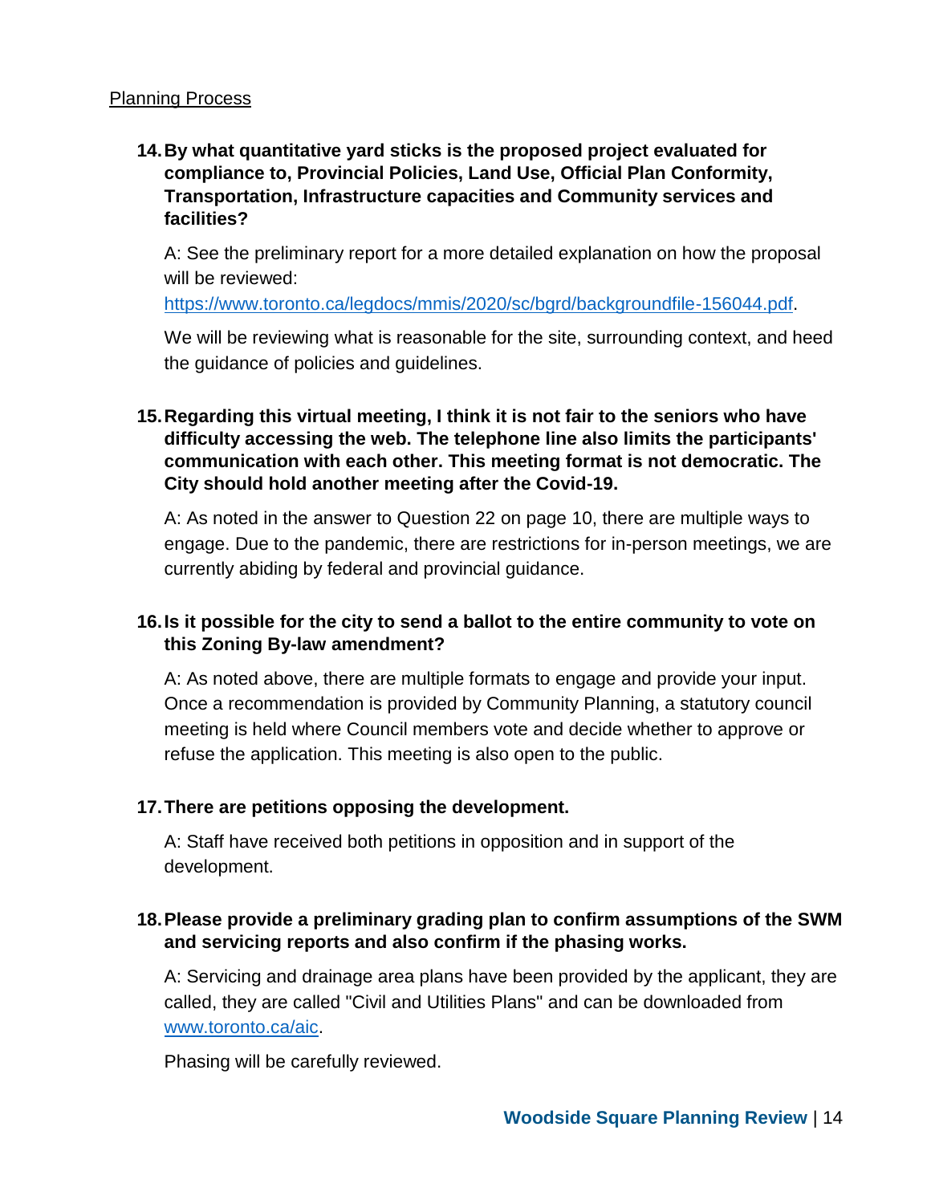Planning Process

**14. By what quantitative yard sticks is the proposed project evaluated for compliance to, Provincial Policies, Land Use, Official Plan Conformity, Transportation, Infrastructure capacities and Community services and facilities?**

A: See the preliminary report for a more detailed explanation on how the proposal will be reviewed: [https://www.toronto.ca/legdocs/mmis/2020/sc/bgrd/backgroundfile-156044.pdf](https://www.toronto.ca/legdocs/mmis/2020/sc/bgrd/backgroundfile-156044.pdf).

We will be reviewing what is reasonable for the site, surrounding context, and heed the guidance of policies and guidelines.

**15. Regarding this virtual meeting, I think it is not fair to the seniors who have difficulty accessing the web. The telephone line also limits the participants' communication with each other. This meeting format is not democratic. The City should hold another meeting after the Covid-19.**

A: As noted in the answer to Question 22 on page 10, there are multiple ways to engage. Due to the pandemic, there are restrictions for in-person meetings, we are currently abiding by federal and provincial guidance.

**16. Is it possible for the city to send a ballot to the entire community to vote on this Zoning By-law amendment?**

A: As noted above, there are multiple formats to engage and provide your input. Once a recommendation is provided by Community Planning, a statutory council meeting is held where Council members vote and decide whether to approve or refuse the application. This meeting is also open to the public.

**17. There are petitions opposing the development.**

A: Staff have received both petitions in opposition and in support of the development.

**18. Please provide a preliminary grading plan to confirm assumptions of the SWM and servicing reports and also confirm if the phasing works.**

A: Servicing and drainage area plans have been provided by the applicant, they are called, they are called "Civil and Utilities Plans" and can be downloaded from [www.toronto.ca/aic](http://www.toronto.ca/aic).

Phasing will be carefully reviewed.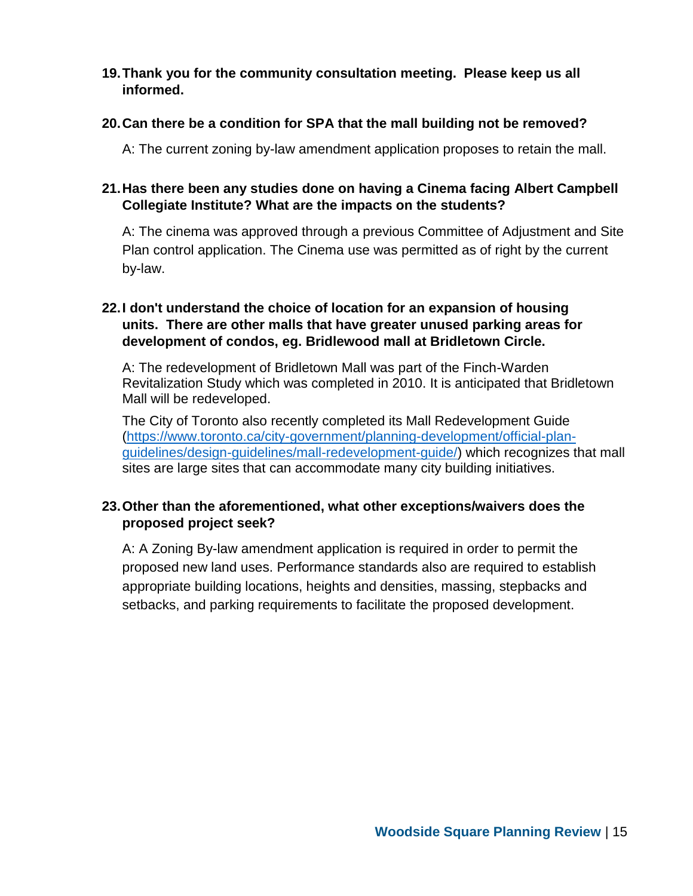**19. Thank you for the community consultation meeting. Please keep us all informed.**

**20. Can there be a condition for SPA that the mall building not be removed?**

A: The current zoning by-law amendment application proposes to retain the mall.

**21. Has there been any studies done on having a Cinema facing Albert Campbell Collegiate Institute? What are the impacts on the students?**

A: The cinema was approved through a previous Committee of Adjustment and Site Plan control application. The Cinema use was permitted as of right by the current by-law.

**22. I don't understand the choice of location for an expansion of housing units. There are other malls that have greater unused parking areas for development of condos, eg. Bridlewood mall at Bridletown Circle.**

A: The redevelopment of Bridletown Mall was part of the Finch-Warden Revitalization Study which was completed in 2010. It is anticipated that Bridletown Mall will be redeveloped.

The City of Toronto also recently completed its Mall Redevelopment Guide (https://www.toronto.ca/city-government/planning-development/official-plan-guidelines/design-guidelines/mall-redevelopment-guide/) which recognizes that mall sites are large sites that can accommodate many city building initiatives.

**23. Other than the aforementioned, what other exceptions/waivers does the proposed project seek?**

A: A Zoning By-law amendment application is required in order to permit the proposed new land uses. Performance standards also are required to establish appropriate building locations, heights and densities, massing, stepbacks and setbacks, and parking requirements to facilitate the proposed development.